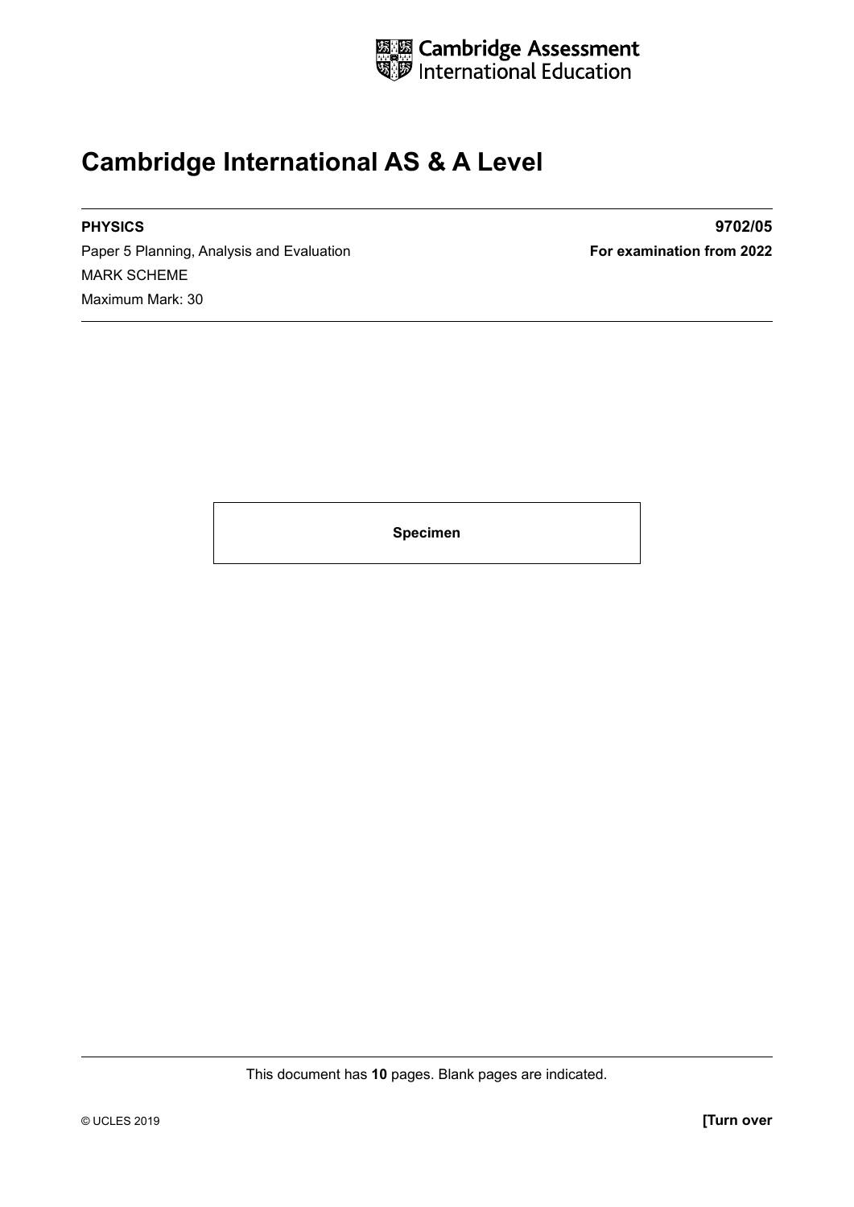Cambridge Assessment International Education

# Cambridge International AS & A Level

**PHYSICS** **9702/05**

Paper 5 Planning, Analysis and Evaluation **For examination from 2022**

MARK SCHEME

Maximum Mark: 30

**Specimen**

This document has **10** pages. Blank pages are indicated.

© UCLES 2019 **[Turn over**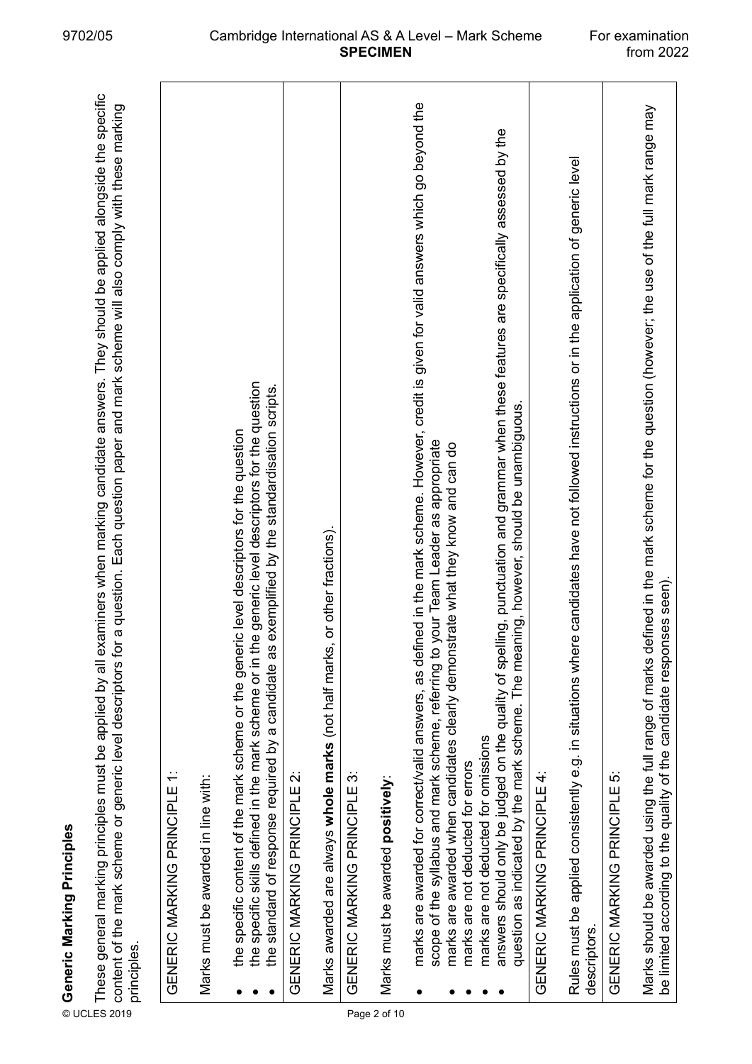## Generic Marking Principles

These general marking principles must be applied by all examiners when marking candidate answers. They should be applied alongside the specific content of the mark scheme or generic level descriptors for a question. Each question paper and mark scheme will also comply with these marking principles.

| |
|---|
| GENERIC MARKING PRINCIPLE 1:<br><br>Marks must be awarded in line with:<br><br>• the specific content of the mark scheme or the generic level descriptors for the question<br>• the specific skills defined in the mark scheme or in the generic level descriptors for the question<br>• the standard of response required by a candidate as exemplified by the standardisation scripts. |
| GENERIC MARKING PRINCIPLE 2:<br><br>Marks awarded are always **whole marks** (not half marks, or other fractions). |
| GENERIC MARKING PRINCIPLE 3:<br><br>Marks must be awarded **positively**:<br><br>• marks are awarded for correct/valid answers, as defined in the mark scheme. However, credit is given for valid answers which go beyond the scope of the syllabus and mark scheme, referring to your Team Leader as appropriate<br>• marks are awarded when candidates clearly demonstrate what they know and can do<br>• marks are not deducted for errors<br>• marks are not deducted for omissions<br>• answers should only be judged on the quality of spelling, punctuation and grammar when these features are specifically assessed by the question as indicated by the mark scheme. The meaning, however, should be unambiguous. |
| GENERIC MARKING PRINCIPLE 4:<br><br>Rules must be applied consistently e.g. in situations where candidates have not followed instructions or in the application of generic level descriptors. |
| GENERIC MARKING PRINCIPLE 5:<br><br>Marks should be awarded using the full range of marks defined in the mark scheme for the question (however; the use of the full mark range may be limited according to the quality of the candidate responses seen). |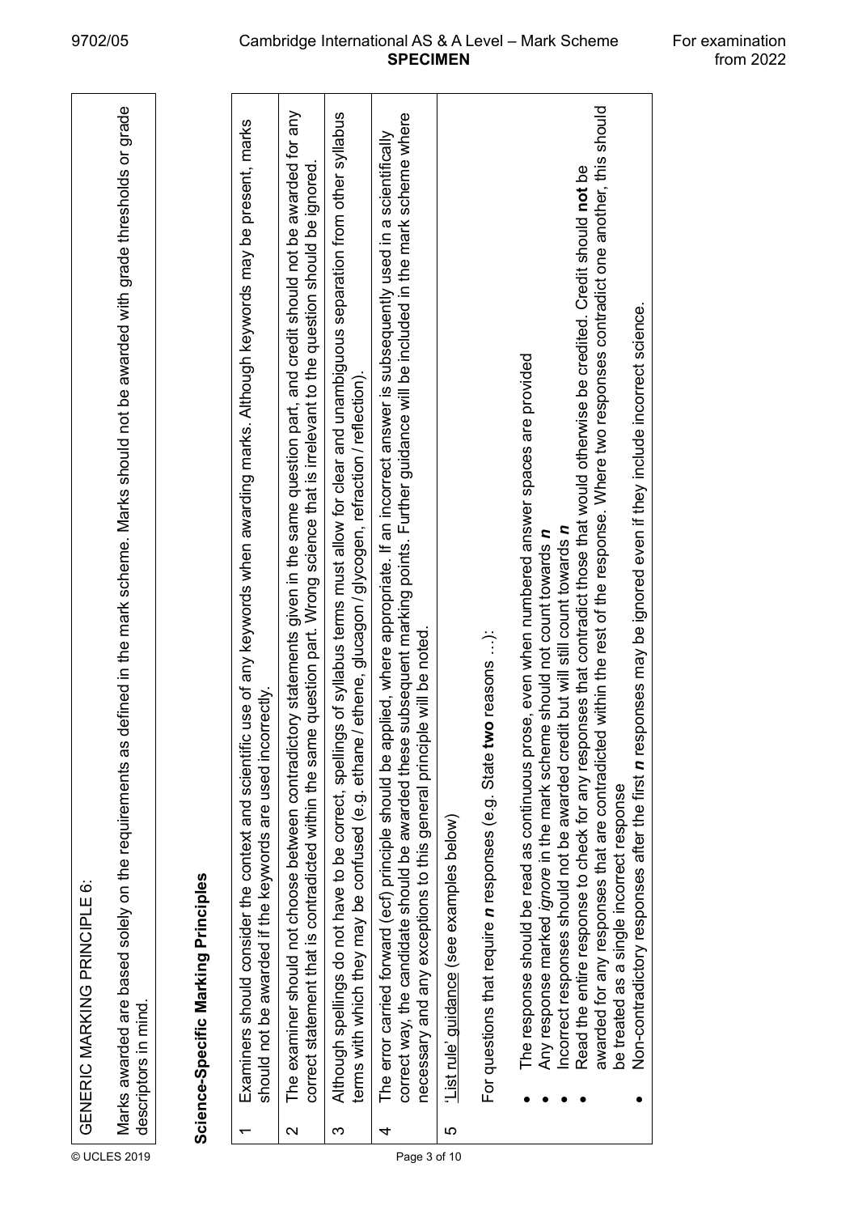GENERIC MARKING PRINCIPLE 6:

Marks awarded are based solely on the requirements as defined in the mark scheme. Marks should not be awarded with grade thresholds or grade descriptors in mind.

## Science-Specific Marking Principles

| | |
|---|---|
| 1 | Examiners should consider the context and scientific use of any keywords when awarding marks. Although keywords may be present, marks should not be awarded if the keywords are used incorrectly. |
| 2 | The examiner should not choose between contradictory statements given in the same question part, and credit should not be awarded for any correct statement that is contradicted within the same question part. Wrong science that is irrelevant to the question should be ignored. |
| 3 | Although spellings do not have to be correct, spellings of syllabus terms must allow for clear and unambiguous separation from other syllabus terms with which they may be confused (e.g. ethane / ethene, glucagon / glycogen, refraction / reflection). |
| 4 | The error carried forward (ecf) principle should be applied, where appropriate. If an incorrect answer is subsequently used in a scientifically correct way, the candidate should be awarded these subsequent marking points. Further guidance will be included in the mark scheme where necessary and any exceptions to this general principle will be noted. |
| 5 | 'List rule' guidance (see examples below)<br><br>For questions that require ***n*** responses (e.g. State **two** reasons …):<br><br>• The response should be read as continuous prose, even when numbered answer spaces are provided<br>• Any response marked *ignore* in the mark scheme should not count towards ***n***<br>• Incorrect responses should not be awarded credit but will still count towards ***n***<br>• Read the entire response to check for any responses that contradict those that would otherwise be credited. Credit should **not** be awarded for any responses that are contradicted within the rest of the response. Where two responses contradict one another, this should be treated as a single incorrect response<br>• Non-contradictory responses after the first ***n*** responses may be ignored even if they include incorrect science. |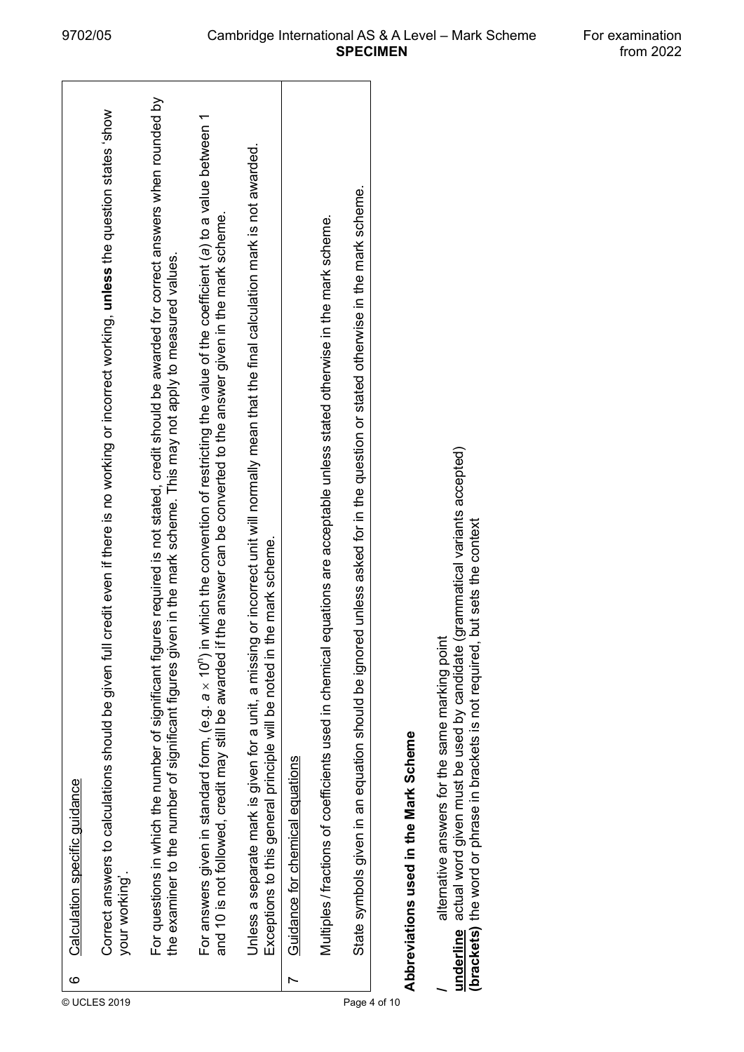| | |
|---|---|
| 6 | <u>Calculation specific guidance</u><br><br>Correct answers to calculations should be given full credit even if there is no working or incorrect working, **unless** the question states 'show your working'.<br><br>For questions in which the number of significant figures required is not stated, credit should be awarded for correct answers when rounded by the examiner to the number of significant figures given in the mark scheme. This may not apply to measured values.<br><br>For answers given in standard form, (e.g. $a \times 10^n$) in which the convention of restricting the value of the coefficient ($a$) to a value between 1 and 10 is not followed, credit may still be awarded if the answer can be converted to the answer given in the mark scheme.<br><br>Unless a separate mark is given for a unit, a missing or incorrect unit will normally mean that the final calculation mark is not awarded. Exceptions to this general principle will be noted in the mark scheme. |
| 7 | <u>Guidance for chemical equations</u><br><br>Multiples / fractions of coefficients used in chemical equations are acceptable unless stated otherwise in the mark scheme.<br><br>State symbols given in an equation should be ignored unless asked for in the question or stated otherwise in the mark scheme. |

## Abbreviations used in the Mark Scheme

**/** alternative answers for the same marking point

**<u>underline</u>** actual word given must be used by candidate (grammatical variants accepted)

**(brackets)** the word or phrase in brackets is not required, but sets the context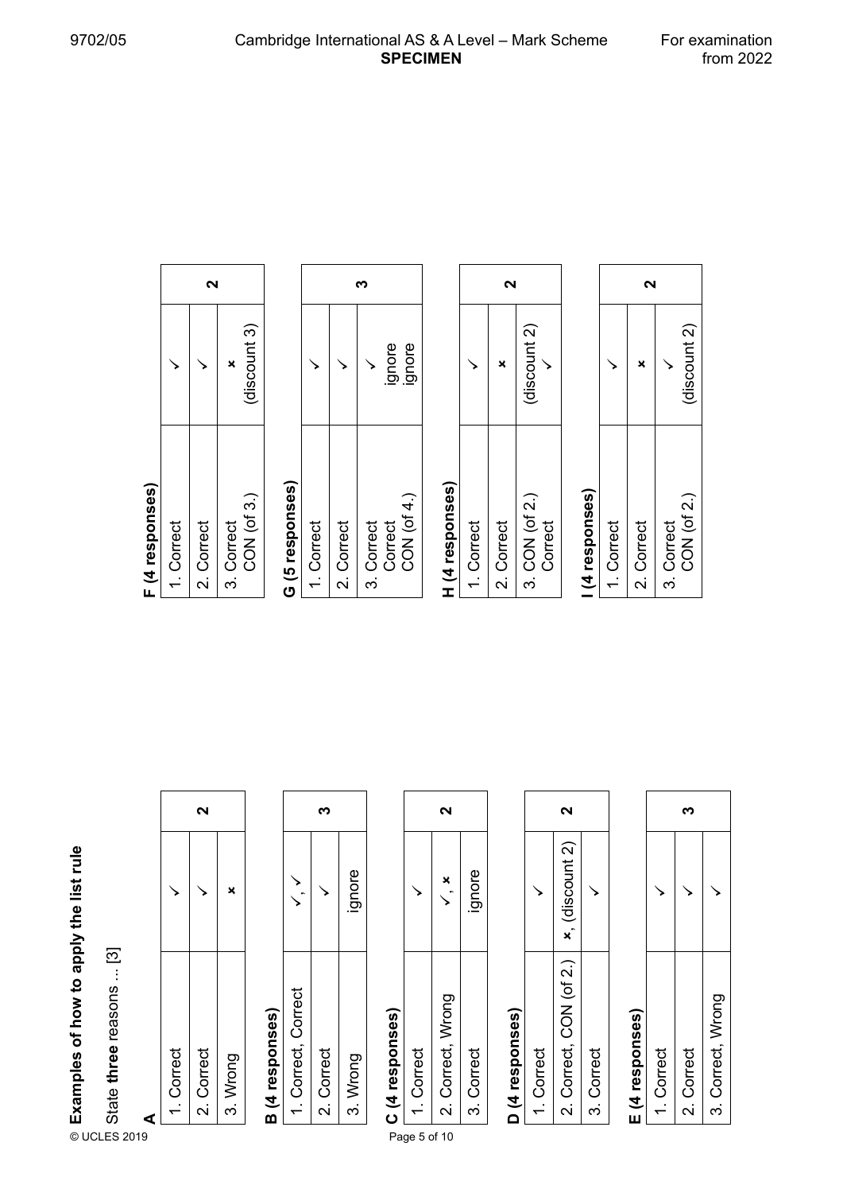**Examples of how to apply the list rule**

State **three** reasons ... [3]

**A**

| | | |
|---|---|---|
| 1. Correct | ✓ | **2** |
| 2. Correct | ✓ | |
| 3. Wrong | ✗ | |

**B (4 responses)**

| | | |
|---|---|---|
| 1. Correct, Correct | ✓, ✓ | **3** |
| 2. Correct | ✓ | |
| 3. Wrong | ignore | |

**C (4 responses)**

| | | |
|---|---|---|
| 1. Correct | ✓ | **2** |
| 2. Correct, Wrong | ✓, ✗ | |
| 3. Correct | ignore | |

**D (4 responses)**

| | | |
|---|---|---|
| 1. Correct | ✓ | **2** |
| 2. Correct, CON (of 2.) | ✗, (discount 2) | |
| 3. Correct | ✓ | |

**E (4 responses)**

| | | |
|---|---|---|
| 1. Correct | ✓ | **3** |
| 2. Correct | ✓ | |
| 3. Correct, Wrong | ✓ | |

**F (4 responses)**

| | | |
|---|---|---|
| 1. Correct | ✓ | **2** |
| 2. Correct | ✓ | |
| 3. Correct<br>CON (of 3.) | ✗<br>(discount 3) | |

**G (5 responses)**

| | | |
|---|---|---|
| 1. Correct | ✓ | **3** |
| 2. Correct | ✓ | |
| 3. Correct<br>Correct<br>CON (of 4.) | ✓<br>ignore<br>ignore | |

**H (4 responses)**

| | | |
|---|---|---|
| 1. Correct | ✓ | **2** |
| 2. Correct | ✗ | |
| 3. CON (of 2.)<br>Correct | (discount 2)<br>✓ | |

**I (4 responses)**

| | | |
|---|---|---|
| 1. Correct | ✓ | **2** |
| 2. Correct | ✗ | |
| 3. Correct<br>CON (of 2.) | ✓<br>(discount 2) | |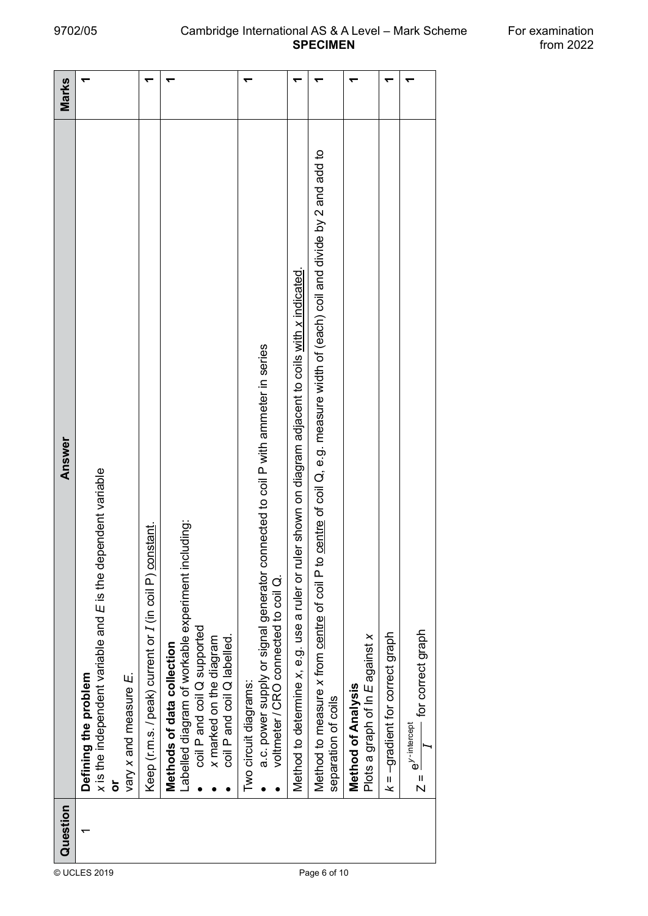| Question | Answer | Marks |
|---|---|---|
| 1 | **Defining the problem**<br>$x$ is the independent variable and $E$ is the dependent variable<br>**or**<br>vary $x$ and measure $E$. | 1 |
| | Keep (r.m.s. / peak) current or $I$ (in coil P) constant. | 1 |
| | **Methods of data collection**<br>Labelled diagram of workable experiment including:<br>• coil P and coil Q supported<br>• $x$ marked on the diagram<br>• coil P and coil Q labelled. | 1 |
| | Two circuit diagrams:<br>• a.c. power supply or signal generator connected to coil P with ammeter in series<br>• voltmeter / CRO connected to coil Q. | 1 |
| | Method to determine $x$, e.g. use a ruler or ruler shown on diagram adjacent to coils with $x$ indicated. | 1 |
| | Method to measure $x$ from centre of coil P to centre of coil Q, e.g. measure width of (each) coil and divide by 2 and add to separation of coils | 1 |
| | **Method of Analysis**<br>Plots a graph of ln $E$ against $x$ | 1 |
| | $k$ = –gradient for correct graph | 1 |
| | $Z = \dfrac{e^{y\text{-intercept}}}{I}$ for correct graph | 1 |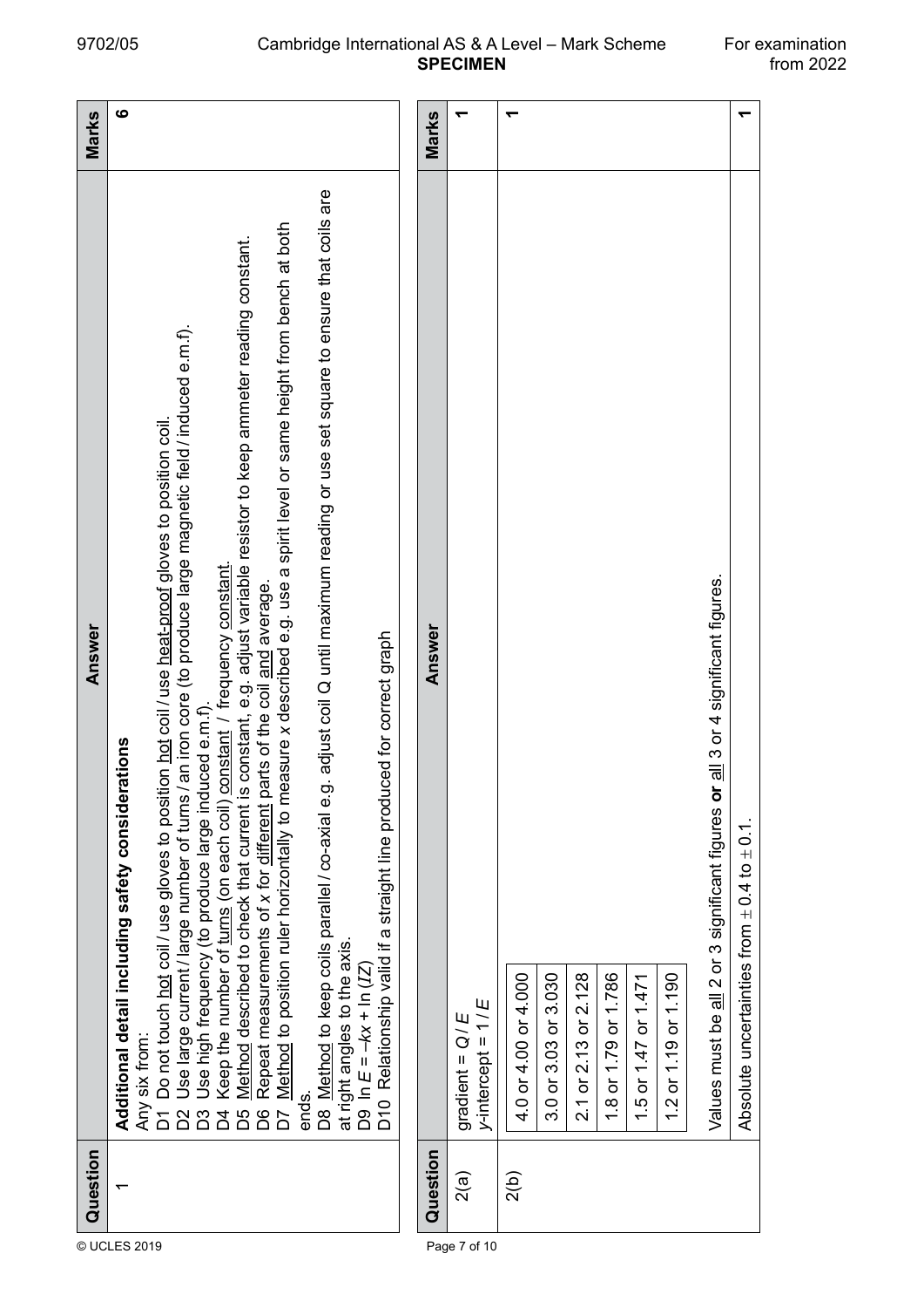| Question | Answer | Marks |
|---|---|---|
| 1 | **Additional detail including safety considerations**<br>Any six from:<br>D1 Do not touch hot coil / use gloves to position hot coil / use heat-proof gloves to position coil.<br>D2 Use large current / large number of turns / an iron core (to produce large magnetic field / induced e.m.f).<br>D3 Use high frequency (to produce large induced e.m.f).<br>D4 Keep the number of turns (on each coil) constant / frequency constant.<br>D5 Method described to check that current is constant, e.g. adjust variable resistor to keep ammeter reading constant.<br>D6 Repeat measurements of $x$ for different parts of the coil and average.<br>D7 Method to position ruler horizontally to measure $x$ described e.g. use a spirit level or same height from bench at both ends.<br>D8 Method to keep coils parallel / co-axial e.g. adjust coil Q until maximum reading or use set square to ensure that coils are at right angles to the axis.<br>D9 $\ln E = -kx + \ln (IZ)$<br>D10 Relationship valid if a straight line produced for correct graph | 6 |

| Question | Answer | Marks |
|---|---|---|
| 2(a) | gradient = $Q / E$<br>$y$-intercept = $1 / E$ | 1 |
| 2(b) | 4.0 or 4.00 or 4.000<br>3.0 or 3.03 or 3.030<br>2.1 or 2.13 or 2.128<br>1.8 or 1.79 or 1.786<br>1.5 or 1.47 or 1.471<br>1.2 or 1.19 or 1.190<br><br>Values must be all 2 or 3 significant figures **or** all 3 or 4 significant figures. | 1 |
| | Absolute uncertainties from ± 0.4 to ± 0.1. | 1 |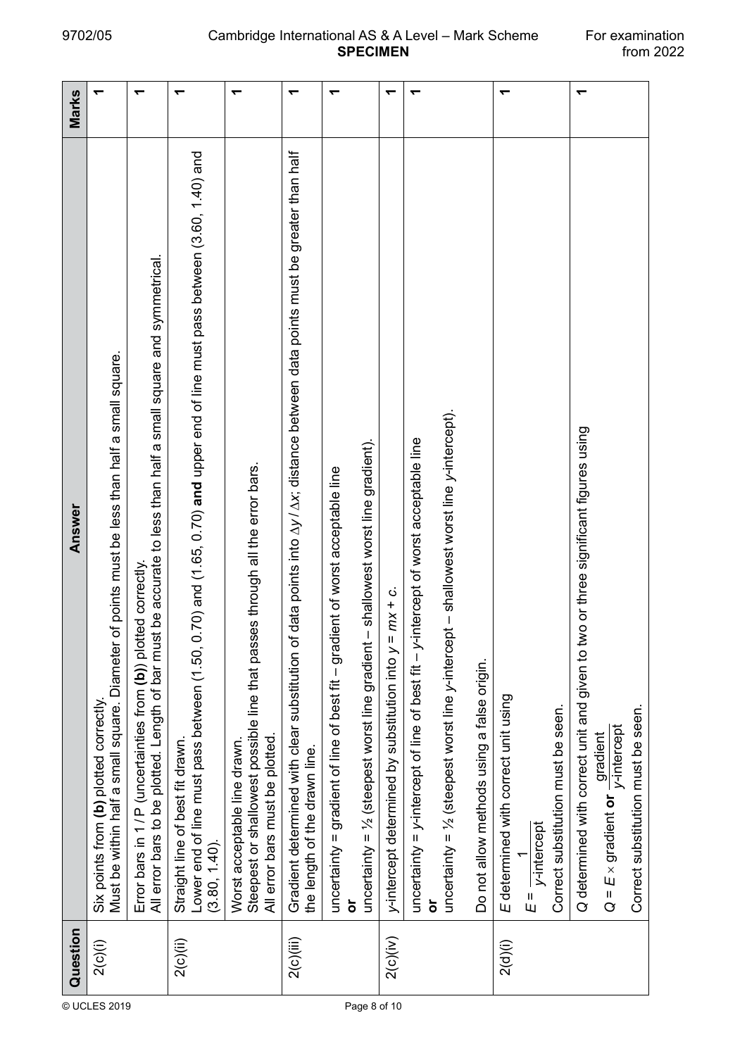| Question | Answer | Marks |
|---|---|---|
| 2(c)(i) | Six points from **(b)** plotted correctly.<br>Must be within half a small square. Diameter of points must be less than half a small square. | 1 |
| | Error bars in 1 / P (uncertainties from **(b)**) plotted correctly.<br>All error bars to be plotted. Length of bar must be accurate to less than half a small square and symmetrical. | 1 |
| 2(c)(ii) | Straight line of best fit drawn.<br>Lower end of line must pass between (1.50, 0.70) and (1.65, 0.70) **and** upper end of line must pass between (3.60, 1.40) and (3.80, 1.40). | 1 |
| | Worst acceptable line drawn.<br>Steepest or shallowest possible line that passes through all the error bars.<br>All error bars must be plotted. | 1 |
| 2(c)(iii) | Gradient determined with clear substitution of data points into $\Delta y / \Delta x$; distance between data points must be greater than half the length of the drawn line. | 1 |
| | uncertainty = gradient of line of best fit – gradient of worst acceptable line<br>**or**<br>uncertainty = ½ (steepest worst line gradient – shallowest worst line gradient). | 1 |
| 2(c)(iv) | *y*-intercept determined by substitution into $y = mx + c$. | 1 |
| | uncertainty = *y*-intercept of line of best fit – *y*-intercept of worst acceptable line<br>**or**<br>uncertainty = ½ (steepest worst line *y*-intercept – shallowest worst line *y*-intercept).<br><br>Do not allow methods using a false origin. | 1 |
| 2(d)(i) | *E* determined with correct unit using<br>$E = \dfrac{1}{y\text{-intercept}}$<br>Correct substitution must be seen. | 1 |
| | *Q* determined with correct unit and given to two or three significant figures using<br>$Q = E \times \text{gradient}$ **or** $\dfrac{\text{gradient}}{y\text{-intercept}}$<br>Correct substitution must be seen. | 1 |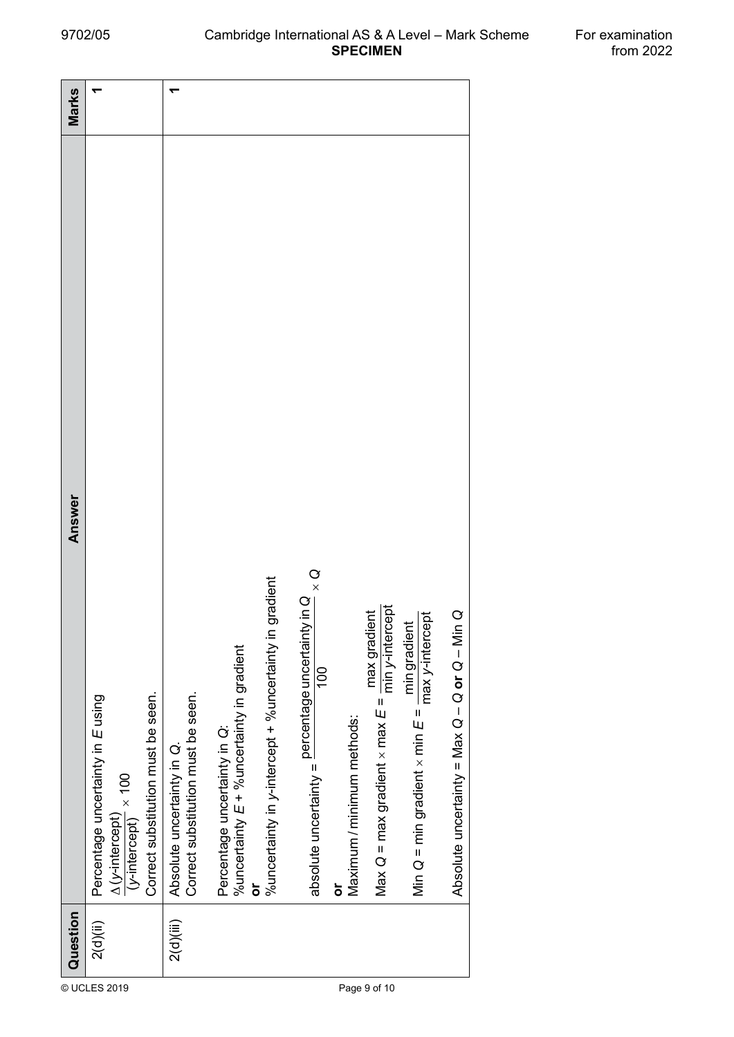| Question | Answer | Marks |
|---|---|---|
| 2(d)(ii) | Percentage uncertainty in $E$ using<br>$\frac{\Delta(y\text{-intercept})}{(y\text{-intercept})} \times 100$<br>Correct substitution must be seen. | 1 |
| 2(d)(iii) | Absolute uncertainty in $Q$.<br>Correct substitution must be seen.<br><br>Percentage uncertainty in $Q$:<br>%uncertainty $E$ + %uncertainty in gradient<br>**or**<br>%uncertainty in $y$-intercept + %uncertainty in gradient<br><br>absolute uncertainty = $\frac{\text{percentage uncertainty in } Q}{100} \times Q$<br>**or**<br>Maximum / minimum methods:<br><br>Max $Q$ = max gradient × max $E$ = $\frac{\text{max gradient}}{\text{min } y\text{-intercept}}$<br><br>Min $Q$ = min gradient × min $E$ = $\frac{\text{min gradient}}{\text{max } y\text{-intercept}}$<br><br>Absolute uncertainty = Max $Q$ – $Q$ **or** $Q$ – Min $Q$ | 1 |